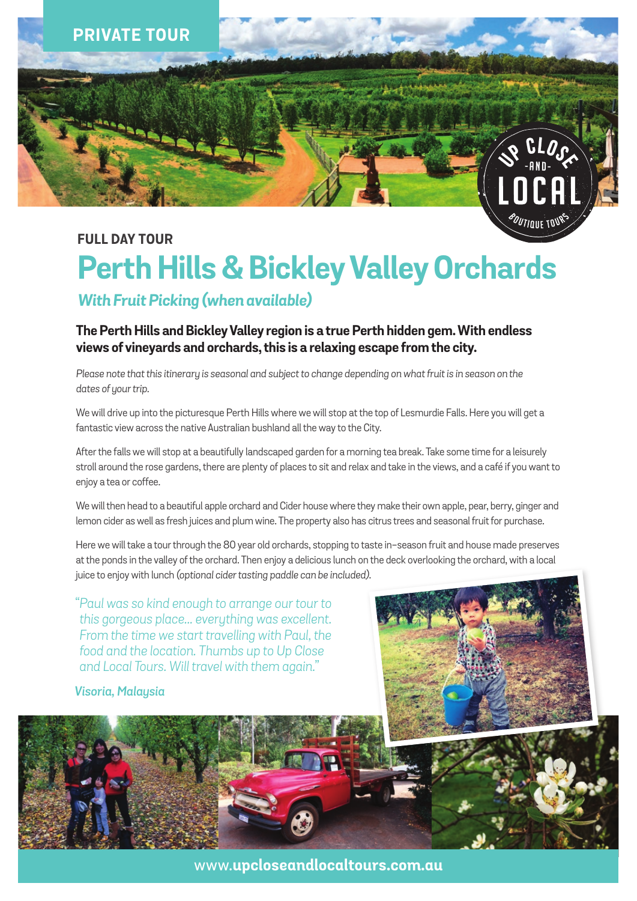PRIVATE TOUR

UP CLOSE -AND- LOCAL BOUTIQUE TOURS

### FULL DAY TOUR

# Perth Hills & Bickley Valley Orchards

*With Fruit Picking (when available)*

**The Perth Hills and Bickley Valley region is a true Perth hidden gem. With endless views of vineyards and orchards, this is a relaxing escape from the city.**

*Please note that this itinerary is seasonal and subject to change depending on what fruit is in season on the dates of your trip.*

We will drive up into the picturesque Perth Hills where we will stop at the top of Lesmurdie Falls. Here you will get a fantastic view across the native Australian bushland all the way to the City.

After the falls we will stop at a beautifully landscaped garden for a morning tea break. Take some time for a leisurely stroll around the rose gardens, there are plenty of places to sit and relax and take in the views, and a café if you want to enjoy a tea or coffee.

We will then head to a beautiful apple orchard and Cider house where they make their own apple, pear, berry, ginger and lemon cider as well as fresh juices and plum wine. The property also has citrus trees and seasonal fruit for purchase.

Here we will take a tour through the 80 year old orchards, stopping to taste in-season fruit and house made preserves at the ponds in the valley of the orchard. Then enjoy a delicious lunch on the deck overlooking the orchard, with a local juice to enjoy with lunch *(optional cider tasting paddle can be included).*

*"Paul was so kind enough to arrange our tour to this gorgeous place... everything was excellent. From the time we start travelling with Paul, the food and the location. Thumbs up to Up Close and Local Tours. Will travel with them again."*

*Visoria, Malaysia*

www.**upcloseandlocaltours.com.au**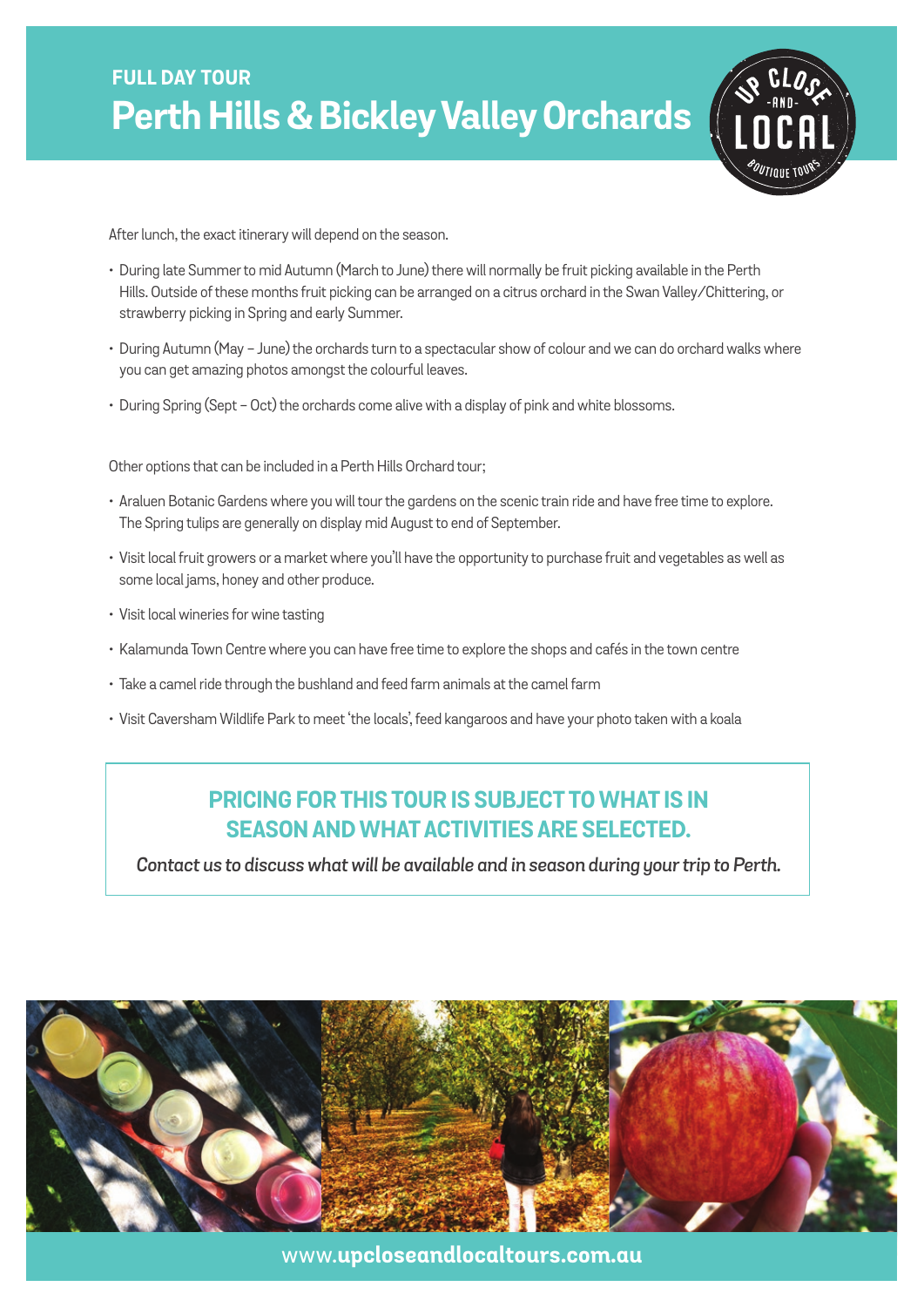FULL DAY TOUR

# Perth Hills & Bickley Valley Orchards

After lunch, the exact itinerary will depend on the season.

- During late Summer to mid Autumn (March to June) there will normally be fruit picking available in the Perth Hills. Outside of these months fruit picking can be arranged on a citrus orchard in the Swan Valley/Chittering, or strawberry picking in Spring and early Summer.
- During Autumn (May – June) the orchards turn to a spectacular show of colour and we can do orchard walks where you can get amazing photos amongst the colourful leaves.
- During Spring (Sept – Oct) the orchards come alive with a display of pink and white blossoms.

Other options that can be included in a Perth Hills Orchard tour;

- Araluen Botanic Gardens where you will tour the gardens on the scenic train ride and have free time to explore. The Spring tulips are generally on display mid August to end of September.
- Visit local fruit growers or a market where you'll have the opportunity to purchase fruit and vegetables as well as some local jams, honey and other produce.
- Visit local wineries for wine tasting
- Kalamunda Town Centre where you can have free time to explore the shops and cafés in the town centre
- Take a camel ride through the bushland and feed farm animals at the camel farm
- Visit Caversham Wildlife Park to meet 'the locals', feed kangaroos and have your photo taken with a koala

**PRICING FOR THIS TOUR IS SUBJECT TO WHAT IS IN SEASON AND WHAT ACTIVITIES ARE SELECTED.**

*Contact us to discuss what will be available and in season during your trip to Perth.*

www.**upcloseandlocaltours.com.au**